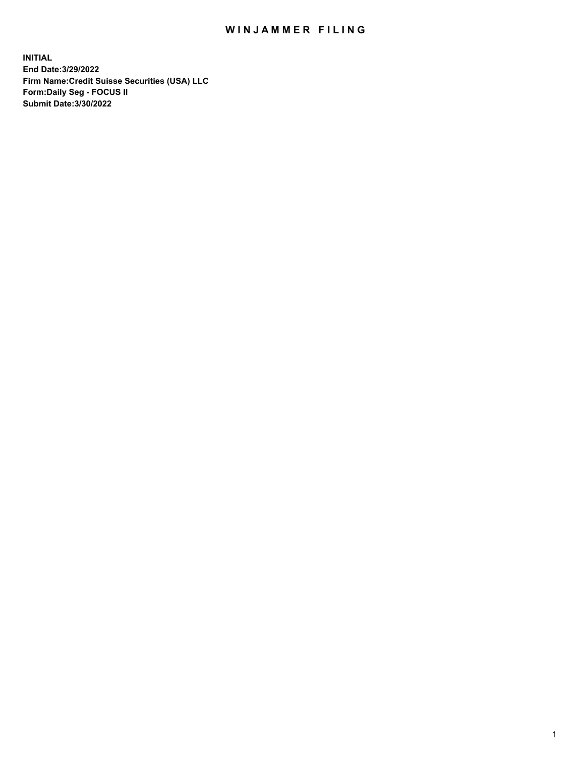# WINJAMMER FILING

**INITIAL**
**End Date:3/29/2022**
**Firm Name:Credit Suisse Securities (USA) LLC**
**Form:Daily Seg - FOCUS II**
**Submit Date:3/30/2022**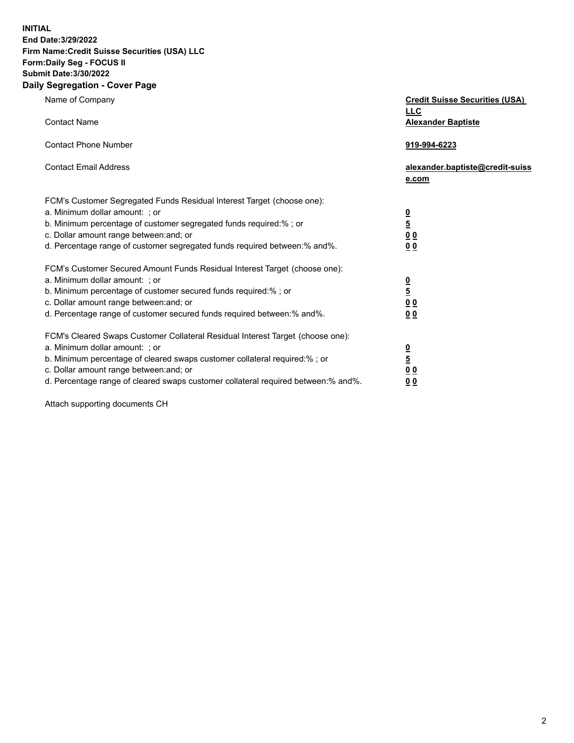**INITIAL**
**End Date:3/29/2022**
**Firm Name:Credit Suisse Securities (USA) LLC**
**Form:Daily Seg - FOCUS II**
**Submit Date:3/30/2022**

## Daily Segregation - Cover Page

| | |
|---|---|
| Name of Company | **Credit Suisse Securities (USA) LLC** |
| Contact Name | **Alexander Baptiste** |
| Contact Phone Number | **919-994-6223** |
| Contact Email Address | **alexander.baptiste@credit-suisse.com** |

FCM's Customer Segregated Funds Residual Interest Target (choose one):

| | |
|---|---|
| a. Minimum dollar amount: ; or | **0** |
| b. Minimum percentage of customer segregated funds required:% ; or | **5** |
| c. Dollar amount range between:and; or | **0 0** |
| d. Percentage range of customer segregated funds required between:% and%. | **0 0** |

FCM's Customer Secured Amount Funds Residual Interest Target (choose one):

| | |
|---|---|
| a. Minimum dollar amount: ; or | **0** |
| b. Minimum percentage of customer secured funds required:% ; or | **5** |
| c. Dollar amount range between:and; or | **0 0** |
| d. Percentage range of customer secured funds required between:% and%. | **0 0** |

FCM's Cleared Swaps Customer Collateral Residual Interest Target (choose one):

| | |
|---|---|
| a. Minimum dollar amount: ; or | **0** |
| b. Minimum percentage of cleared swaps customer collateral required:% ; or | **5** |
| c. Dollar amount range between:and; or | **0 0** |
| d. Percentage range of cleared swaps customer collateral required between:% and%. | **0 0** |

Attach supporting documents CH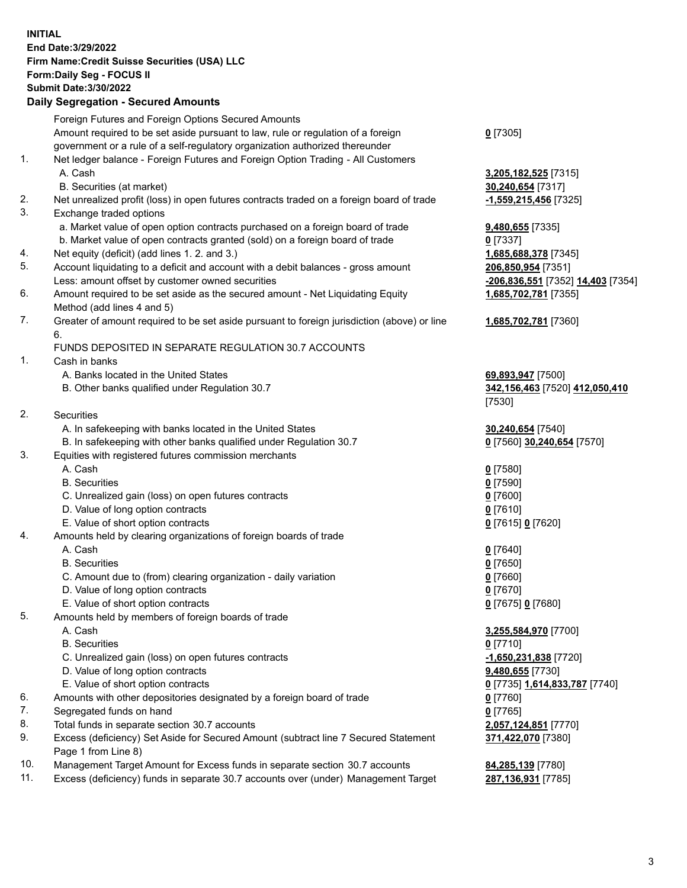**INITIAL**
**End Date:3/29/2022**
**Firm Name:Credit Suisse Securities (USA) LLC**
**Form:Daily Seg - FOCUS II**
**Submit Date:3/30/2022**

## Daily Segregation - Secured Amounts

| | | |
|---|---|---|
| | Foreign Futures and Foreign Options Secured Amounts | |
| | Amount required to be set aside pursuant to law, rule or regulation of a foreign government or a rule of a self-regulatory organization authorized thereunder | **0** [7305] |
| 1. | Net ledger balance - Foreign Futures and Foreign Option Trading - All Customers | |
| | A. Cash | **3,205,182,525** [7315] |
| | B. Securities (at market) | **30,240,654** [7317] |
| 2. | Net unrealized profit (loss) in open futures contracts traded on a foreign board of trade | **-1,559,215,456** [7325] |
| 3. | Exchange traded options | |
| | a. Market value of open option contracts purchased on a foreign board of trade | **9,480,655** [7335] |
| | b. Market value of open contracts granted (sold) on a foreign board of trade | **0** [7337] |
| 4. | Net equity (deficit) (add lines 1. 2. and 3.) | **1,685,688,378** [7345] |
| 5. | Account liquidating to a deficit and account with a debit balances - gross amount | **206,850,954** [7351] |
| | Less: amount offset by customer owned securities | **-206,836,551** [7352] **14,403** [7354] |
| 6. | Amount required to be set aside as the secured amount - Net Liquidating Equity Method (add lines 4 and 5) | **1,685,702,781** [7355] |
| 7. | Greater of amount required to be set aside pursuant to foreign jurisdiction (above) or line 6. | **1,685,702,781** [7360] |
| | FUNDS DEPOSITED IN SEPARATE REGULATION 30.7 ACCOUNTS | |
| 1. | Cash in banks | |
| | A. Banks located in the United States | **69,893,947** [7500] |
| | B. Other banks qualified under Regulation 30.7 | **342,156,463** [7520] **412,050,410** [7530] |
| 2. | Securities | |
| | A. In safekeeping with banks located in the United States | **30,240,654** [7540] |
| | B. In safekeeping with other banks qualified under Regulation 30.7 | **0** [7560] **30,240,654** [7570] |
| 3. | Equities with registered futures commission merchants | |
| | A. Cash | **0** [7580] |
| | B. Securities | **0** [7590] |
| | C. Unrealized gain (loss) on open futures contracts | **0** [7600] |
| | D. Value of long option contracts | **0** [7610] |
| | E. Value of short option contracts | **0** [7615] **0** [7620] |
| 4. | Amounts held by clearing organizations of foreign boards of trade | |
| | A. Cash | **0** [7640] |
| | B. Securities | **0** [7650] |
| | C. Amount due to (from) clearing organization - daily variation | **0** [7660] |
| | D. Value of long option contracts | **0** [7670] |
| | E. Value of short option contracts | **0** [7675] **0** [7680] |
| 5. | Amounts held by members of foreign boards of trade | |
| | A. Cash | **3,255,584,970** [7700] |
| | B. Securities | **0** [7710] |
| | C. Unrealized gain (loss) on open futures contracts | **-1,650,231,838** [7720] |
| | D. Value of long option contracts | **9,480,655** [7730] |
| | E. Value of short option contracts | **0** [7735] **1,614,833,787** [7740] |
| 6. | Amounts with other depositories designated by a foreign board of trade | **0** [7760] |
| 7. | Segregated funds on hand | **0** [7765] |
| 8. | Total funds in separate section 30.7 accounts | **2,057,124,851** [7770] |
| 9. | Excess (deficiency) Set Aside for Secured Amount (subtract line 7 Secured Statement Page 1 from Line 8) | **371,422,070** [7380] |
| 10. | Management Target Amount for Excess funds in separate section 30.7 accounts | **84,285,139** [7780] |
| 11. | Excess (deficiency) funds in separate 30.7 accounts over (under) Management Target | **287,136,931** [7785] |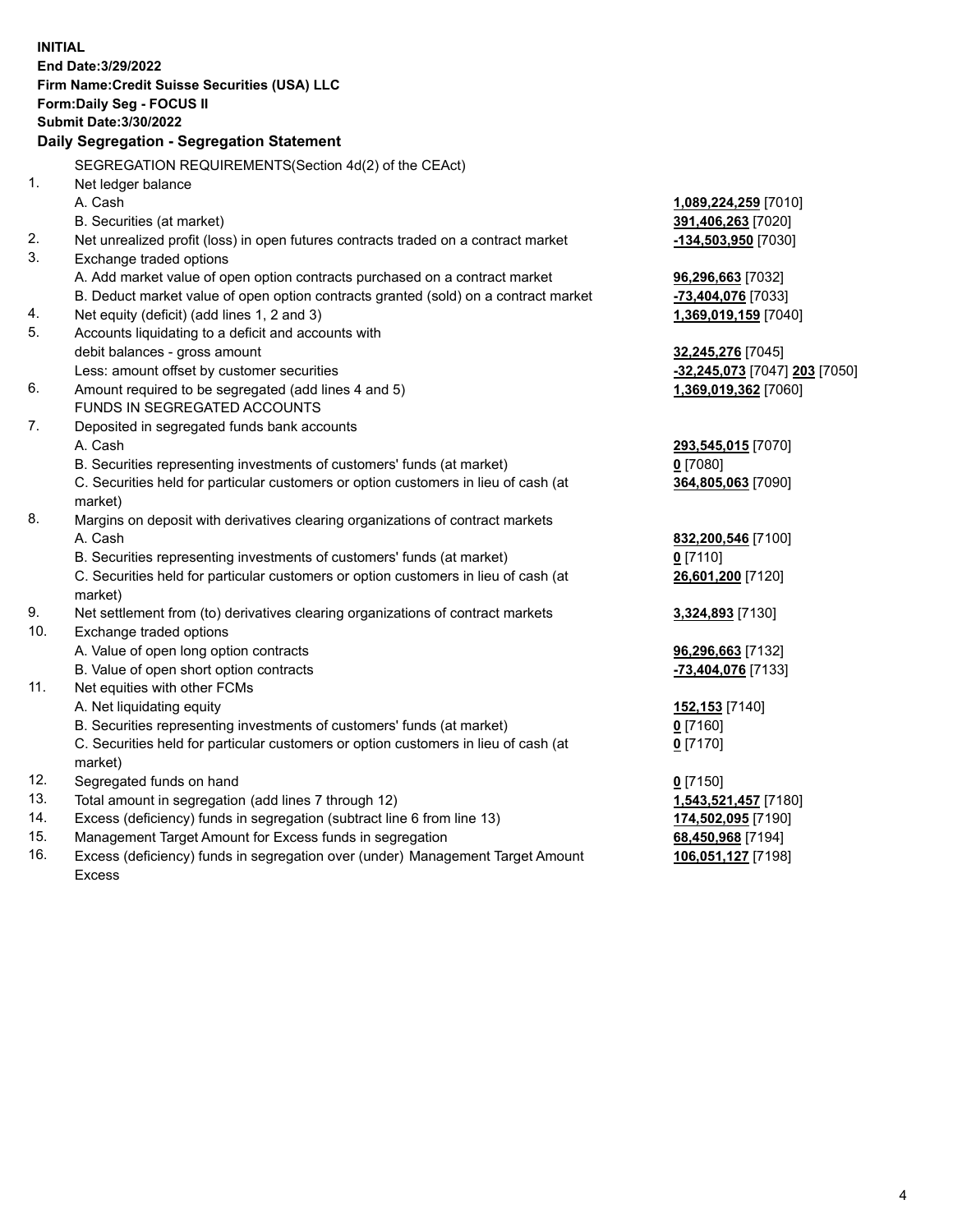**INITIAL**
**End Date:3/29/2022**
**Firm Name:Credit Suisse Securities (USA) LLC**
**Form:Daily Seg - FOCUS II**
**Submit Date:3/30/2022**

## Daily Segregation - Segregation Statement

SEGREGATION REQUIREMENTS(Section 4d(2) of the CEAct)

| | | |
|---|---|---|
| 1. | Net ledger balance | |
| | A. Cash | **1,089,224,259** [7010] |
| | B. Securities (at market) | **391,406,263** [7020] |
| 2. | Net unrealized profit (loss) in open futures contracts traded on a contract market | **-134,503,950** [7030] |
| 3. | Exchange traded options | |
| | A. Add market value of open option contracts purchased on a contract market | **96,296,663** [7032] |
| | B. Deduct market value of open option contracts granted (sold) on a contract market | **-73,404,076** [7033] |
| 4. | Net equity (deficit) (add lines 1, 2 and 3) | **1,369,019,159** [7040] |
| 5. | Accounts liquidating to a deficit and accounts with debit balances - gross amount | **32,245,276** [7045] |
| | Less: amount offset by customer securities | **-32,245,073** [7047] **203** [7050] |
| 6. | Amount required to be segregated (add lines 4 and 5) | **1,369,019,362** [7060] |
| | FUNDS IN SEGREGATED ACCOUNTS | |
| 7. | Deposited in segregated funds bank accounts | |
| | A. Cash | **293,545,015** [7070] |
| | B. Securities representing investments of customers' funds (at market) | **0** [7080] |
| | C. Securities held for particular customers or option customers in lieu of cash (at market) | **364,805,063** [7090] |
| 8. | Margins on deposit with derivatives clearing organizations of contract markets | |
| | A. Cash | **832,200,546** [7100] |
| | B. Securities representing investments of customers' funds (at market) | **0** [7110] |
| | C. Securities held for particular customers or option customers in lieu of cash (at market) | **26,601,200** [7120] |
| 9. | Net settlement from (to) derivatives clearing organizations of contract markets | **3,324,893** [7130] |
| 10. | Exchange traded options | |
| | A. Value of open long option contracts | **96,296,663** [7132] |
| | B. Value of open short option contracts | **-73,404,076** [7133] |
| 11. | Net equities with other FCMs | |
| | A. Net liquidating equity | **152,153** [7140] |
| | B. Securities representing investments of customers' funds (at market) | **0** [7160] |
| | C. Securities held for particular customers or option customers in lieu of cash (at market) | **0** [7170] |
| 12. | Segregated funds on hand | **0** [7150] |
| 13. | Total amount in segregation (add lines 7 through 12) | **1,543,521,457** [7180] |
| 14. | Excess (deficiency) funds in segregation (subtract line 6 from line 13) | **174,502,095** [7190] |
| 15. | Management Target Amount for Excess funds in segregation | **68,450,968** [7194] |
| 16. | Excess (deficiency) funds in segregation over (under) Management Target Amount Excess | **106,051,127** [7198] |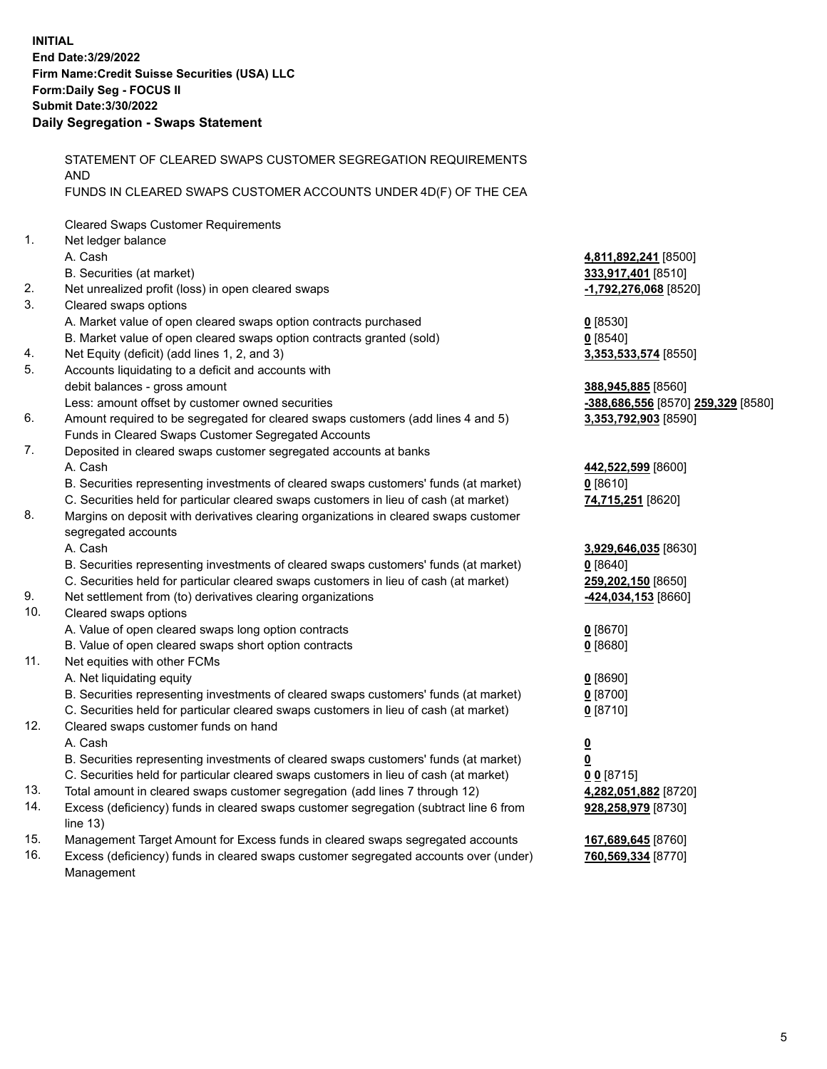**INITIAL**
**End Date:3/29/2022**
**Firm Name:Credit Suisse Securities (USA) LLC**
**Form:Daily Seg - FOCUS II**
**Submit Date:3/30/2022**
**Daily Segregation - Swaps Statement**

STATEMENT OF CLEARED SWAPS CUSTOMER SEGREGATION REQUIREMENTS AND
FUNDS IN CLEARED SWAPS CUSTOMER ACCOUNTS UNDER 4D(F) OF THE CEA

| | | |
|---|---|---|
| | Cleared Swaps Customer Requirements | |
| 1. | Net ledger balance | |
| | A. Cash | **4,811,892,241** [8500] |
| | B. Securities (at market) | **333,917,401** [8510] |
| 2. | Net unrealized profit (loss) in open cleared swaps | **-1,792,276,068** [8520] |
| 3. | Cleared swaps options | |
| | A. Market value of open cleared swaps option contracts purchased | **0** [8530] |
| | B. Market value of open cleared swaps option contracts granted (sold) | **0** [8540] |
| 4. | Net Equity (deficit) (add lines 1, 2, and 3) | **3,353,533,574** [8550] |
| 5. | Accounts liquidating to a deficit and accounts with debit balances - gross amount | **388,945,885** [8560] |
| | Less: amount offset by customer owned securities | **-388,686,556** [8570] **259,329** [8580] |
| 6. | Amount required to be segregated for cleared swaps customers (add lines 4 and 5) | **3,353,792,903** [8590] |
| | Funds in Cleared Swaps Customer Segregated Accounts | |
| 7. | Deposited in cleared swaps customer segregated accounts at banks | |
| | A. Cash | **442,522,599** [8600] |
| | B. Securities representing investments of cleared swaps customers' funds (at market) | **0** [8610] |
| | C. Securities held for particular cleared swaps customers in lieu of cash (at market) | **74,715,251** [8620] |
| 8. | Margins on deposit with derivatives clearing organizations in cleared swaps customer segregated accounts | |
| | A. Cash | **3,929,646,035** [8630] |
| | B. Securities representing investments of cleared swaps customers' funds (at market) | **0** [8640] |
| | C. Securities held for particular cleared swaps customers in lieu of cash (at market) | **259,202,150** [8650] |
| 9. | Net settlement from (to) derivatives clearing organizations | **-424,034,153** [8660] |
| 10. | Cleared swaps options | |
| | A. Value of open cleared swaps long option contracts | **0** [8670] |
| | B. Value of open cleared swaps short option contracts | **0** [8680] |
| 11. | Net equities with other FCMs | |
| | A. Net liquidating equity | **0** [8690] |
| | B. Securities representing investments of cleared swaps customers' funds (at market) | **0** [8700] |
| | C. Securities held for particular cleared swaps customers in lieu of cash (at market) | **0** [8710] |
| 12. | Cleared swaps customer funds on hand | |
| | A. Cash | **0** |
| | B. Securities representing investments of cleared swaps customers' funds (at market) | **0** |
| | C. Securities held for particular cleared swaps customers in lieu of cash (at market) | **0** **0** [8715] |
| 13. | Total amount in cleared swaps customer segregation (add lines 7 through 12) | **4,282,051,882** [8720] |
| 14. | Excess (deficiency) funds in cleared swaps customer segregation (subtract line 6 from line 13) | **928,258,979** [8730] |
| 15. | Management Target Amount for Excess funds in cleared swaps segregated accounts | **167,689,645** [8760] |
| 16. | Excess (deficiency) funds in cleared swaps customer segregated accounts over (under) Management | **760,569,334** [8770] |